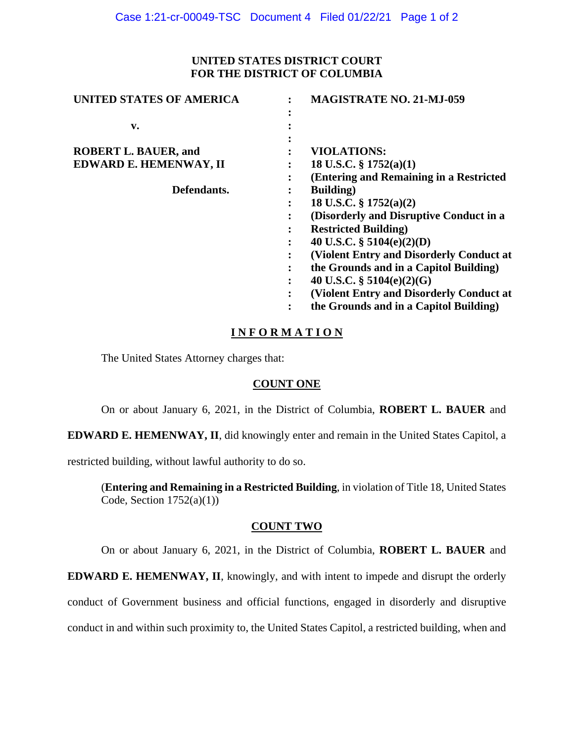**UNITED STATES DISTRICT COURT**
**FOR THE DISTRICT OF COLUMBIA**

| | | |
|---|---|---|
| **UNITED STATES OF AMERICA** | : | **MAGISTRATE NO. 21-MJ-059** |
| **v.** | : | |
| **ROBERT L. BAUER, and** | : | **VIOLATIONS:** |
| **EDWARD E. HEMENWAY, II** | : | **18 U.S.C. § 1752(a)(1)** |
| | : | **(Entering and Remaining in a Restricted Building)** |
| **Defendants.** | : | **18 U.S.C. § 1752(a)(2)** |
| | : | **(Disorderly and Disruptive Conduct in a Restricted Building)** |
| | : | **40 U.S.C. § 5104(e)(2)(D)** |
| | : | **(Violent Entry and Disorderly Conduct at the Grounds and in a Capitol Building)** |
| | : | **40 U.S.C. § 5104(e)(2)(G)** |
| | : | **(Violent Entry and Disorderly Conduct at the Grounds and in a Capitol Building)** |

## INFORMATION

The United States Attorney charges that:

### COUNT ONE

On or about January 6, 2021, in the District of Columbia, **ROBERT L. BAUER** and **EDWARD E. HEMENWAY, II**, did knowingly enter and remain in the United States Capitol, a restricted building, without lawful authority to do so.

(**Entering and Remaining in a Restricted Building**, in violation of Title 18, United States Code, Section 1752(a)(1))

### COUNT TWO

On or about January 6, 2021, in the District of Columbia, **ROBERT L. BAUER** and **EDWARD E. HEMENWAY, II**, knowingly, and with intent to impede and disrupt the orderly conduct of Government business and official functions, engaged in disorderly and disruptive conduct in and within such proximity to, the United States Capitol, a restricted building, when and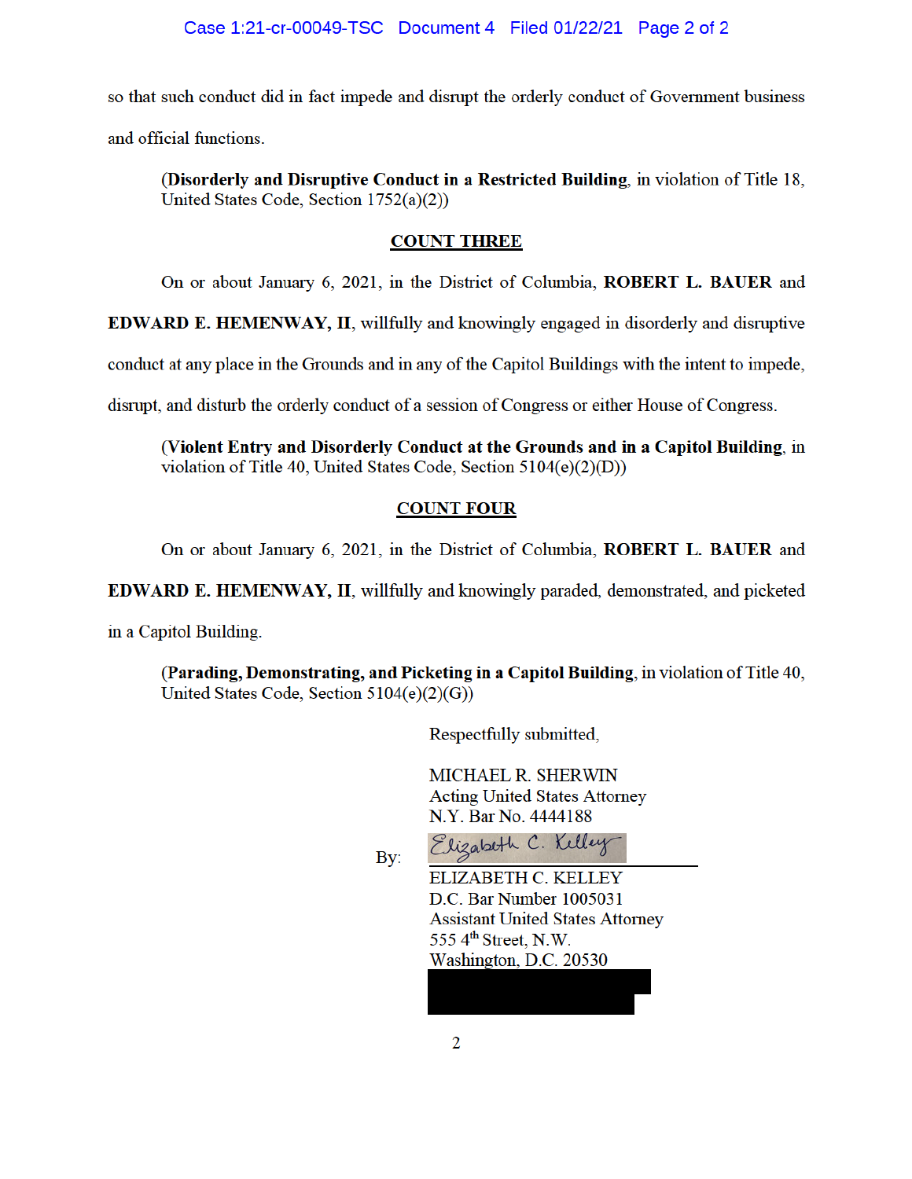so that such conduct did in fact impede and disrupt the orderly conduct of Government business and official functions.

(**Disorderly and Disruptive Conduct in a Restricted Building**, in violation of Title 18, United States Code, Section 1752(a)(2))

## COUNT THREE

On or about January 6, 2021, in the District of Columbia, **ROBERT L. BAUER** and **EDWARD E. HEMENWAY, II**, willfully and knowingly engaged in disorderly and disruptive conduct at any place in the Grounds and in any of the Capitol Buildings with the intent to impede, disrupt, and disturb the orderly conduct of a session of Congress or either House of Congress.

(**Violent Entry and Disorderly Conduct at the Grounds and in a Capitol Building**, in violation of Title 40, United States Code, Section 5104(e)(2)(D))

## COUNT FOUR

On or about January 6, 2021, in the District of Columbia, **ROBERT L. BAUER** and **EDWARD E. HEMENWAY, II**, willfully and knowingly paraded, demonstrated, and picketed in a Capitol Building.

(**Parading, Demonstrating, and Picketing in a Capitol Building**, in violation of Title 40, United States Code, Section 5104(e)(2)(G))

Respectfully submitted,

MICHAEL R. SHERWIN
Acting United States Attorney
N.Y. Bar No. 4444188

By: *Elizabeth C. Kelley*

ELIZABETH C. KELLEY
D.C. Bar Number 1005031
Assistant United States Attorney
555 4th Street, N.W.
Washington, D.C. 20530